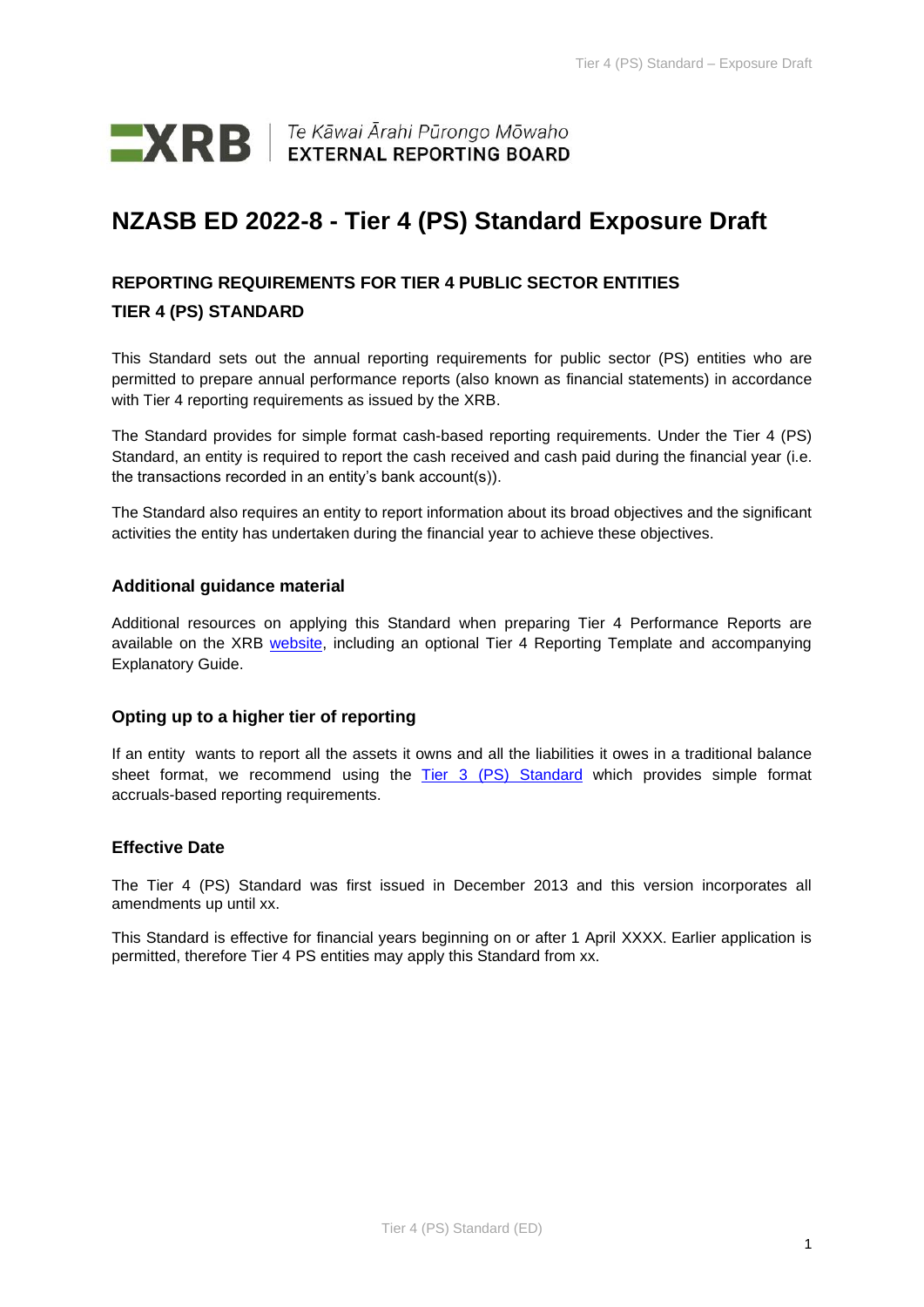XRB | Te Kāwai Ārahi Pūrongo Mōwaho
EXTERNAL REPORTING BOARD

# NZASB ED 2022-8 - Tier 4 (PS) Standard Exposure Draft

## REPORTING REQUIREMENTS FOR TIER 4 PUBLIC SECTOR ENTITIES

## TIER 4 (PS) STANDARD

This Standard sets out the annual reporting requirements for public sector (PS) entities who are permitted to prepare annual performance reports (also known as financial statements) in accordance with Tier 4 reporting requirements as issued by the XRB.

The Standard provides for simple format cash-based reporting requirements. Under the Tier 4 (PS) Standard, an entity is required to report the cash received and cash paid during the financial year (i.e. the transactions recorded in an entity's bank account(s)).

The Standard also requires an entity to report information about its broad objectives and the significant activities the entity has undertaken during the financial year to achieve these objectives.

### Additional guidance material

Additional resources on applying this Standard when preparing Tier 4 Performance Reports are available on the XRB website, including an optional Tier 4 Reporting Template and accompanying Explanatory Guide.

### Opting up to a higher tier of reporting

If an entity wants to report all the assets it owns and all the liabilities it owes in a traditional balance sheet format, we recommend using the Tier 3 (PS) Standard which provides simple format accruals-based reporting requirements.

### Effective Date

The Tier 4 (PS) Standard was first issued in December 2013 and this version incorporates all amendments up until xx.

This Standard is effective for financial years beginning on or after 1 April XXXX. Earlier application is permitted, therefore Tier 4 PS entities may apply this Standard from xx.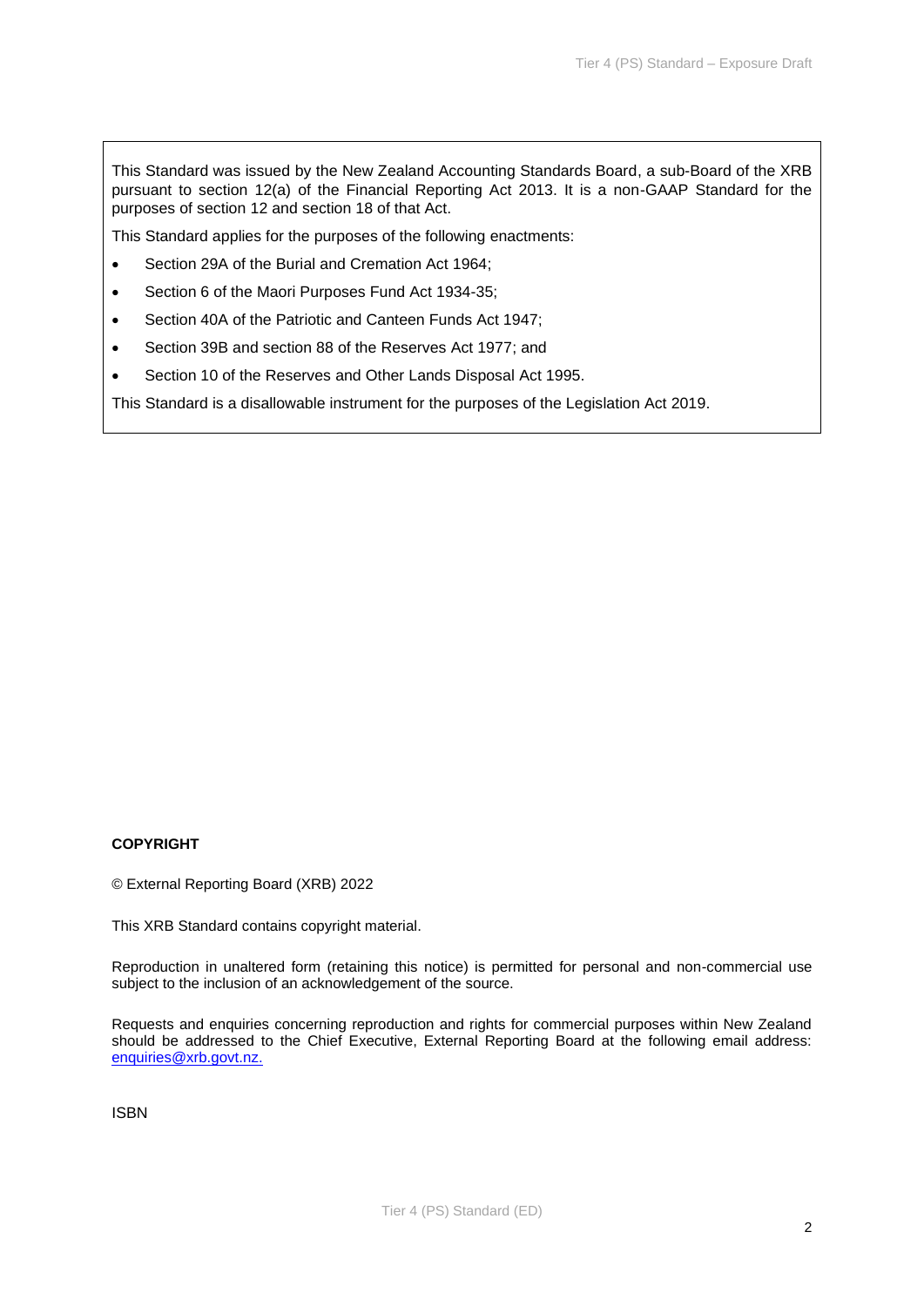This Standard was issued by the New Zealand Accounting Standards Board, a sub-Board of the XRB pursuant to section 12(a) of the Financial Reporting Act 2013. It is a non-GAAP Standard for the purposes of section 12 and section 18 of that Act.

This Standard applies for the purposes of the following enactments:

- Section 29A of the Burial and Cremation Act 1964;
- Section 6 of the Maori Purposes Fund Act 1934-35;
- Section 40A of the Patriotic and Canteen Funds Act 1947;
- Section 39B and section 88 of the Reserves Act 1977; and
- Section 10 of the Reserves and Other Lands Disposal Act 1995.

This Standard is a disallowable instrument for the purposes of the Legislation Act 2019.

**COPYRIGHT**

© External Reporting Board (XRB) 2022

This XRB Standard contains copyright material.

Reproduction in unaltered form (retaining this notice) is permitted for personal and non-commercial use subject to the inclusion of an acknowledgement of the source.

Requests and enquiries concerning reproduction and rights for commercial purposes within New Zealand should be addressed to the Chief Executive, External Reporting Board at the following email address: enquiries@xrb.govt.nz.

ISBN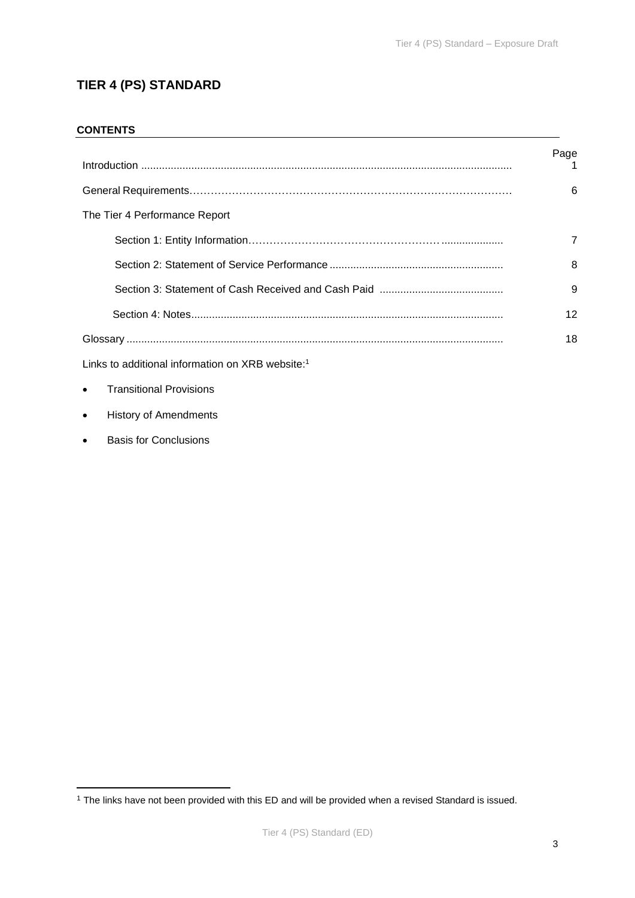# TIER 4 (PS) STANDARD

## CONTENTS

| | Page |
|---|---|
| Introduction | 1 |
| General Requirements | 6 |
| The Tier 4 Performance Report | |
| Section 1: Entity Information | 7 |
| Section 2: Statement of Service Performance | 8 |
| Section 3: Statement of Cash Received and Cash Paid | 9 |
| Section 4: Notes | 12 |
| Glossary | 18 |

Links to additional information on XRB website:[1]

- Transitional Provisions
- History of Amendments
- Basis for Conclusions

[1] The links have not been provided with this ED and will be provided when a revised Standard is issued.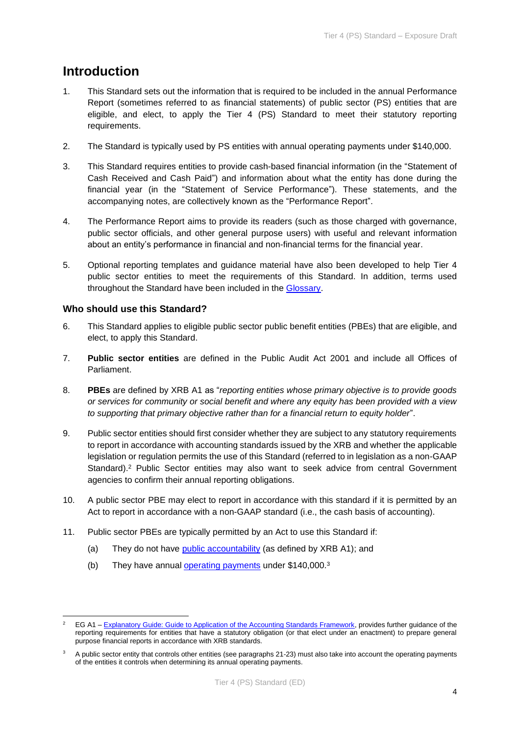# Introduction

1. This Standard sets out the information that is required to be included in the annual Performance Report (sometimes referred to as financial statements) of public sector (PS) entities that are eligible, and elect, to apply the Tier 4 (PS) Standard to meet their statutory reporting requirements.

2. The Standard is typically used by PS entities with annual operating payments under $140,000.

3. This Standard requires entities to provide cash-based financial information (in the "Statement of Cash Received and Cash Paid") and information about what the entity has done during the financial year (in the "Statement of Service Performance"). These statements, and the accompanying notes, are collectively known as the "Performance Report".

4. The Performance Report aims to provide its readers (such as those charged with governance, public sector officials, and other general purpose users) with useful and relevant information about an entity's performance in financial and non-financial terms for the financial year.

5. Optional reporting templates and guidance material have also been developed to help Tier 4 public sector entities to meet the requirements of this Standard. In addition, terms used throughout the Standard have been included in the Glossary.

## Who should use this Standard?

6. This Standard applies to eligible public sector public benefit entities (PBEs) that are eligible, and elect, to apply this Standard.

7. **Public sector entities** are defined in the Public Audit Act 2001 and include all Offices of Parliament.

8. **PBEs** are defined by XRB A1 as "*reporting entities whose primary objective is to provide goods or services for community or social benefit and where any equity has been provided with a view to supporting that primary objective rather than for a financial return to equity holder*".

9. Public sector entities should first consider whether they are subject to any statutory requirements to report in accordance with accounting standards issued by the XRB and whether the applicable legislation or regulation permits the use of this Standard (referred to in legislation as a non-GAAP Standard).[2] Public Sector entities may also want to seek advice from central Government agencies to confirm their annual reporting obligations.

10. A public sector PBE may elect to report in accordance with this standard if it is permitted by an Act to report in accordance with a non-GAAP standard (i.e., the cash basis of accounting).

11. Public sector PBEs are typically permitted by an Act to use this Standard if:

    (a) They do not have public accountability (as defined by XRB A1); and

    (b) They have annual operating payments under $140,000.[3]

---

[2] EG A1 – Explanatory Guide: Guide to Application of the Accounting Standards Framework, provides further guidance of the reporting requirements for entities that have a statutory obligation (or that elect under an enactment) to prepare general purpose financial reports in accordance with XRB standards.

[3] A public sector entity that controls other entities (see paragraphs 21-23) must also take into account the operating payments of the entities it controls when determining its annual operating payments.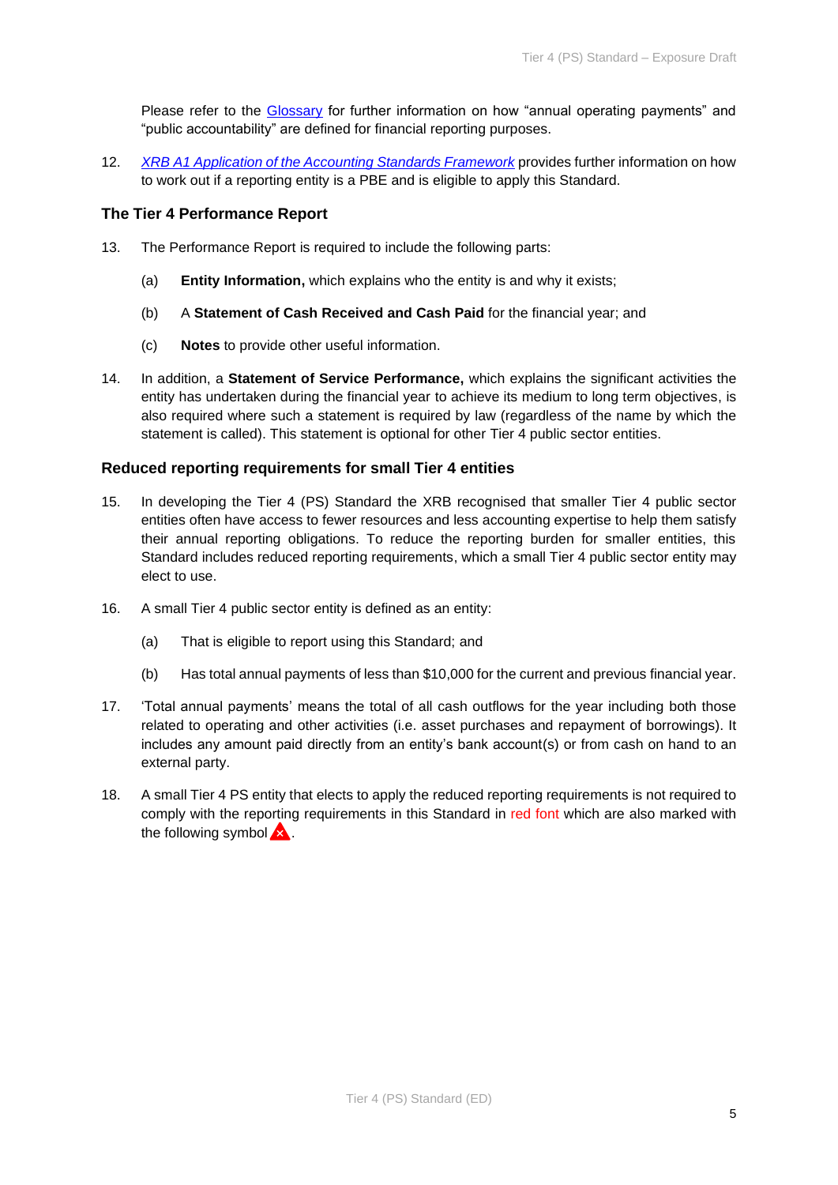Please refer to the [Glossary](#) for further information on how "annual operating payments" and "public accountability" are defined for financial reporting purposes.

12. *XRB A1 Application of the Accounting Standards Framework* provides further information on how to work out if a reporting entity is a PBE and is eligible to apply this Standard.

### The Tier 4 Performance Report

13. The Performance Report is required to include the following parts:

    (a) **Entity Information,** which explains who the entity is and why it exists;

    (b) A **Statement of Cash Received and Cash Paid** for the financial year; and

    (c) **Notes** to provide other useful information.

14. In addition, a **Statement of Service Performance,** which explains the significant activities the entity has undertaken during the financial year to achieve its medium to long term objectives, is also required where such a statement is required by law (regardless of the name by which the statement is called). This statement is optional for other Tier 4 public sector entities.

### Reduced reporting requirements for small Tier 4 entities

15. In developing the Tier 4 (PS) Standard the XRB recognised that smaller Tier 4 public sector entities often have access to fewer resources and less accounting expertise to help them satisfy their annual reporting obligations. To reduce the reporting burden for smaller entities, this Standard includes reduced reporting requirements, which a small Tier 4 public sector entity may elect to use.

16. A small Tier 4 public sector entity is defined as an entity:

    (a) That is eligible to report using this Standard; and

    (b) Has total annual payments of less than $10,000 for the current and previous financial year.

17. 'Total annual payments' means the total of all cash outflows for the year including both those related to operating and other activities (i.e. asset purchases and repayment of borrowings). It includes any amount paid directly from an entity's bank account(s) or from cash on hand to an external party.

18. A small Tier 4 PS entity that elects to apply the reduced reporting requirements is not required to comply with the reporting requirements in this Standard in red font which are also marked with the following symbol ⚠.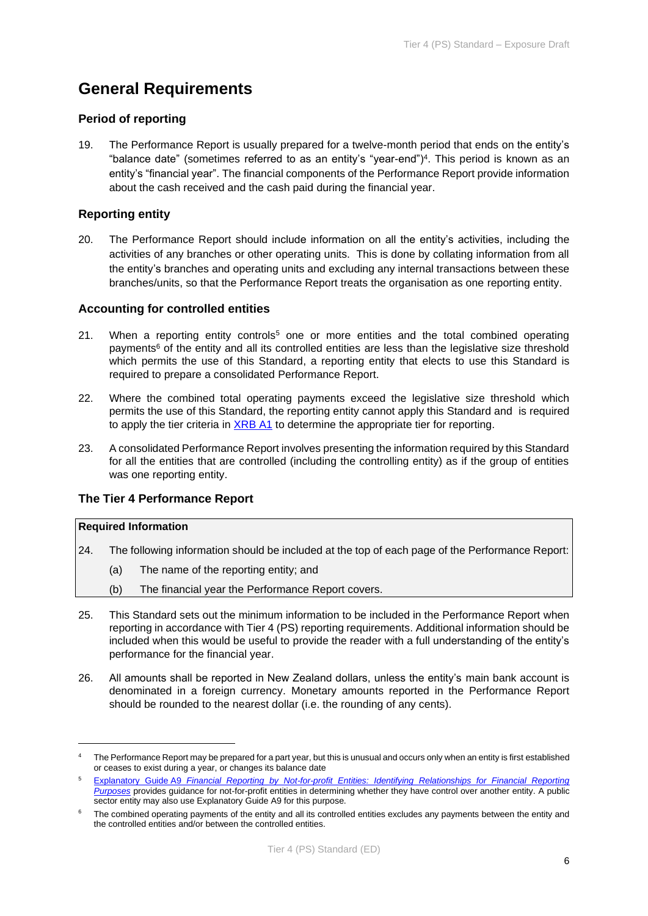## General Requirements

### Period of reporting

19. The Performance Report is usually prepared for a twelve-month period that ends on the entity's "balance date" (sometimes referred to as an entity's "year-end")[4]. This period is known as an entity's "financial year". The financial components of the Performance Report provide information about the cash received and the cash paid during the financial year.

### Reporting entity

20. The Performance Report should include information on all the entity's activities, including the activities of any branches or other operating units. This is done by collating information from all the entity's branches and operating units and excluding any internal transactions between these branches/units, so that the Performance Report treats the organisation as one reporting entity.

### Accounting for controlled entities

21. When a reporting entity controls[5] one or more entities and the total combined operating payments[6] of the entity and all its controlled entities are less than the legislative size threshold which permits the use of this Standard, a reporting entity that elects to use this Standard is required to prepare a consolidated Performance Report.

22. Where the combined total operating payments exceed the legislative size threshold which permits the use of this Standard, the reporting entity cannot apply this Standard and is required to apply the tier criteria in XRB A1 to determine the appropriate tier for reporting.

23. A consolidated Performance Report involves presenting the information required by this Standard for all the entities that are controlled (including the controlling entity) as if the group of entities was one reporting entity.

### The Tier 4 Performance Report

| **Required Information** |
| --- |
| 24. The following information should be included at the top of each page of the Performance Report:<br>(a) The name of the reporting entity; and<br>(b) The financial year the Performance Report covers. |

25. This Standard sets out the minimum information to be included in the Performance Report when reporting in accordance with Tier 4 (PS) reporting requirements. Additional information should be included when this would be useful to provide the reader with a full understanding of the entity's performance for the financial year.

26. All amounts shall be reported in New Zealand dollars, unless the entity's main bank account is denominated in a foreign currency. Monetary amounts reported in the Performance Report should be rounded to the nearest dollar (i.e. the rounding of any cents).

---

[4] The Performance Report may be prepared for a part year, but this is unusual and occurs only when an entity is first established or ceases to exist during a year, or changes its balance date

[5] Explanatory Guide A9 *Financial Reporting by Not-for-profit Entities: Identifying Relationships for Financial Reporting Purposes* provides guidance for not-for-profit entities in determining whether they have control over another entity. A public sector entity may also use Explanatory Guide A9 for this purpose.

[6] The combined operating payments of the entity and all its controlled entities excludes any payments between the entity and the controlled entities and/or between the controlled entities.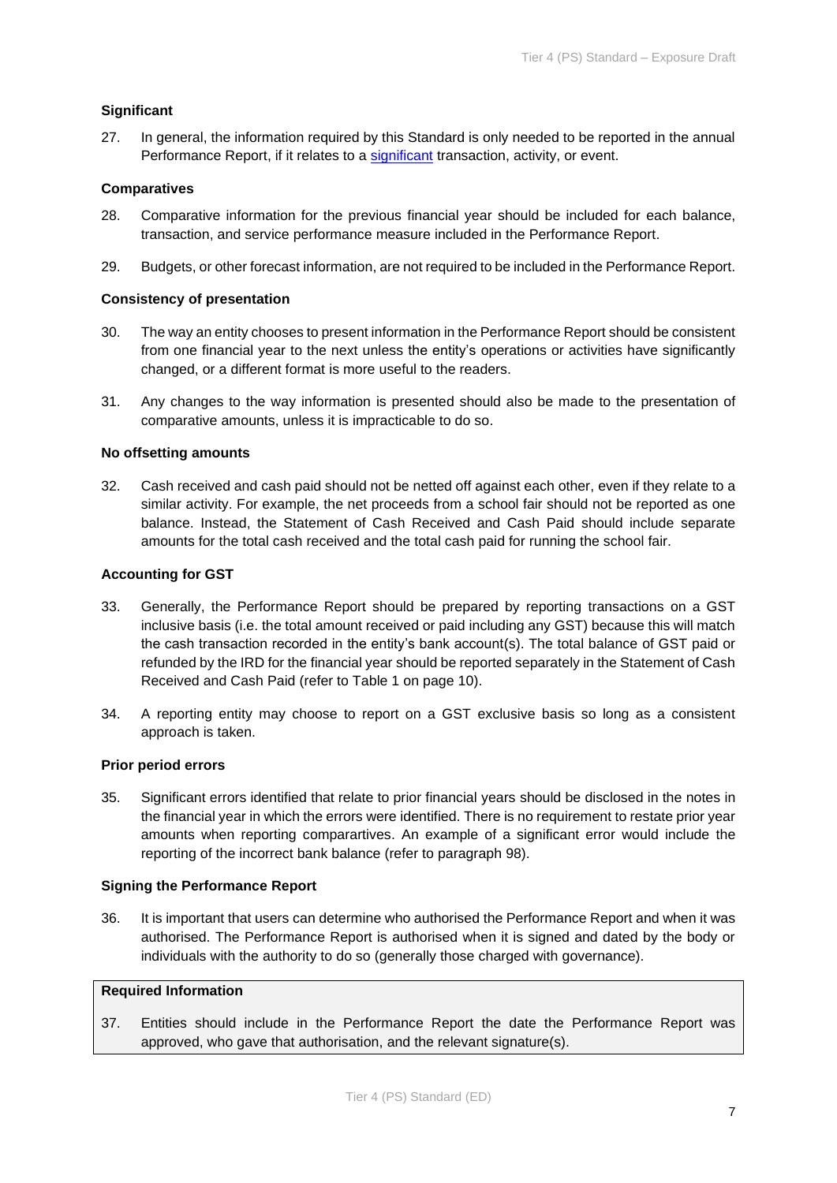### Significant

27. In general, the information required by this Standard is only needed to be reported in the annual Performance Report, if it relates to a significant transaction, activity, or event.

### Comparatives

28. Comparative information for the previous financial year should be included for each balance, transaction, and service performance measure included in the Performance Report.

29. Budgets, or other forecast information, are not required to be included in the Performance Report.

### Consistency of presentation

30. The way an entity chooses to present information in the Performance Report should be consistent from one financial year to the next unless the entity's operations or activities have significantly changed, or a different format is more useful to the readers.

31. Any changes to the way information is presented should also be made to the presentation of comparative amounts, unless it is impracticable to do so.

### No offsetting amounts

32. Cash received and cash paid should not be netted off against each other, even if they relate to a similar activity. For example, the net proceeds from a school fair should not be reported as one balance. Instead, the Statement of Cash Received and Cash Paid should include separate amounts for the total cash received and the total cash paid for running the school fair.

### Accounting for GST

33. Generally, the Performance Report should be prepared by reporting transactions on a GST inclusive basis (i.e. the total amount received or paid including any GST) because this will match the cash transaction recorded in the entity's bank account(s). The total balance of GST paid or refunded by the IRD for the financial year should be reported separately in the Statement of Cash Received and Cash Paid (refer to Table 1 on page 10).

34. A reporting entity may choose to report on a GST exclusive basis so long as a consistent approach is taken.

### Prior period errors

35. Significant errors identified that relate to prior financial years should be disclosed in the notes in the financial year in which the errors were identified. There is no requirement to restate prior year amounts when reporting comparartives. An example of a significant error would include the reporting of the incorrect bank balance (refer to paragraph 98).

### Signing the Performance Report

36. It is important that users can determine who authorised the Performance Report and when it was authorised. The Performance Report is authorised when it is signed and dated by the body or individuals with the authority to do so (generally those charged with governance).

**Required Information**

37. Entities should include in the Performance Report the date the Performance Report was approved, who gave that authorisation, and the relevant signature(s).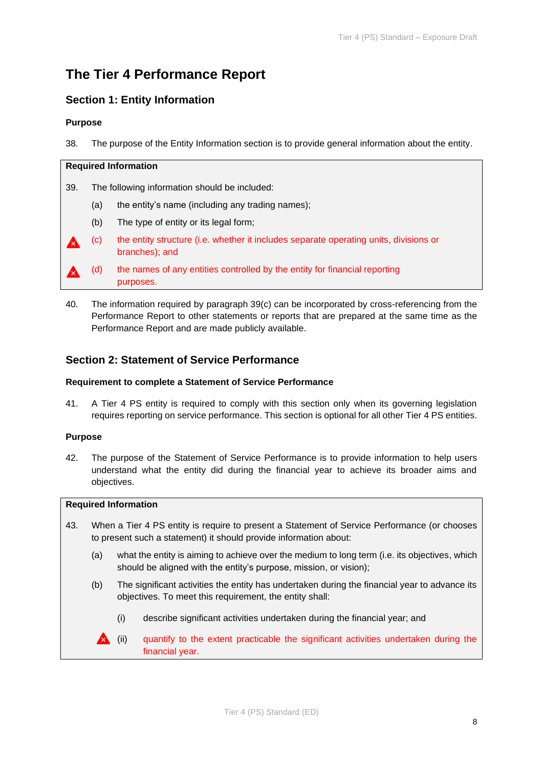# The Tier 4 Performance Report

## Section 1: Entity Information

**Purpose**

38. The purpose of the Entity Information section is to provide general information about the entity.

**Required Information**

39. The following information should be included:

    (a) the entity's name (including any trading names);

    (b) The type of entity or its legal form;

    (c) the entity structure (i.e. whether it includes separate operating units, divisions or branches); and

    (d) the names of any entities controlled by the entity for financial reporting purposes.

40. The information required by paragraph 39(c) can be incorporated by cross-referencing from the Performance Report to other statements or reports that are prepared at the same time as the Performance Report and are made publicly available.

## Section 2: Statement of Service Performance

**Requirement to complete a Statement of Service Performance**

41. A Tier 4 PS entity is required to comply with this section only when its governing legislation requires reporting on service performance. This section is optional for all other Tier 4 PS entities.

**Purpose**

42. The purpose of the Statement of Service Performance is to provide information to help users understand what the entity did during the financial year to achieve its broader aims and objectives.

**Required Information**

43. When a Tier 4 PS entity is require to present a Statement of Service Performance (or chooses to present such a statement) it should provide information about:

    (a) what the entity is aiming to achieve over the medium to long term (i.e. its objectives, which should be aligned with the entity's purpose, mission, or vision);

    (b) The significant activities the entity has undertaken during the financial year to advance its objectives. To meet this requirement, the entity shall:

        (i) describe significant activities undertaken during the financial year; and

        (ii) quantify to the extent practicable the significant activities undertaken during the financial year.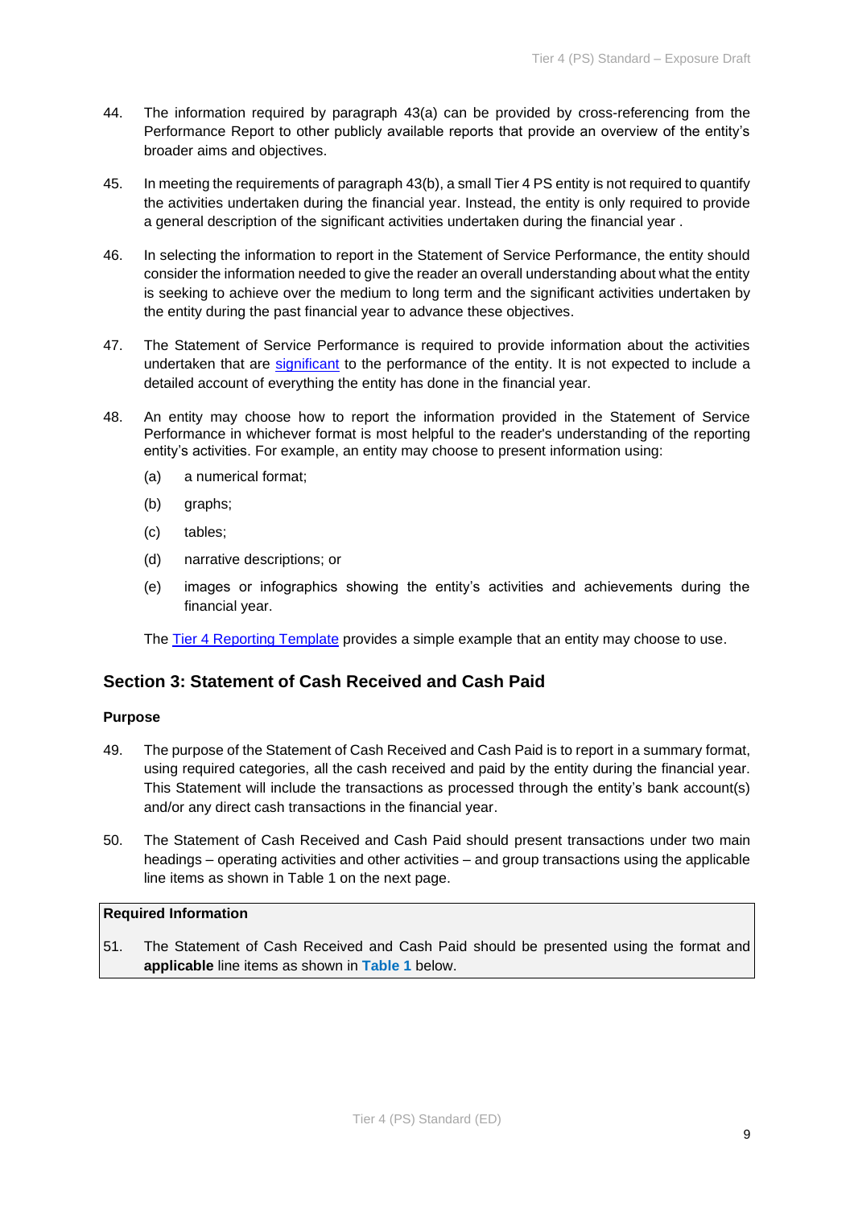44. The information required by paragraph 43(a) can be provided by cross-referencing from the Performance Report to other publicly available reports that provide an overview of the entity's broader aims and objectives.

45. In meeting the requirements of paragraph 43(b), a small Tier 4 PS entity is not required to quantify the activities undertaken during the financial year. Instead, the entity is only required to provide a general description of the significant activities undertaken during the financial year .

46. In selecting the information to report in the Statement of Service Performance, the entity should consider the information needed to give the reader an overall understanding about what the entity is seeking to achieve over the medium to long term and the significant activities undertaken by the entity during the past financial year to advance these objectives.

47. The Statement of Service Performance is required to provide information about the activities undertaken that are significant to the performance of the entity. It is not expected to include a detailed account of everything the entity has done in the financial year.

48. An entity may choose how to report the information provided in the Statement of Service Performance in whichever format is most helpful to the reader's understanding of the reporting entity's activities. For example, an entity may choose to present information using:

    (a) a numerical format;

    (b) graphs;

    (c) tables;

    (d) narrative descriptions; or

    (e) images or infographics showing the entity's activities and achievements during the financial year.

    The Tier 4 Reporting Template provides a simple example that an entity may choose to use.

## Section 3: Statement of Cash Received and Cash Paid

### Purpose

49. The purpose of the Statement of Cash Received and Cash Paid is to report in a summary format, using required categories, all the cash received and paid by the entity during the financial year. This Statement will include the transactions as processed through the entity's bank account(s) and/or any direct cash transactions in the financial year.

50. The Statement of Cash Received and Cash Paid should present transactions under two main headings – operating activities and other activities – and group transactions using the applicable line items as shown in Table 1 on the next page.

**Required Information**

51. The Statement of Cash Received and Cash Paid should be presented using the format and **applicable** line items as shown in **Table 1** below.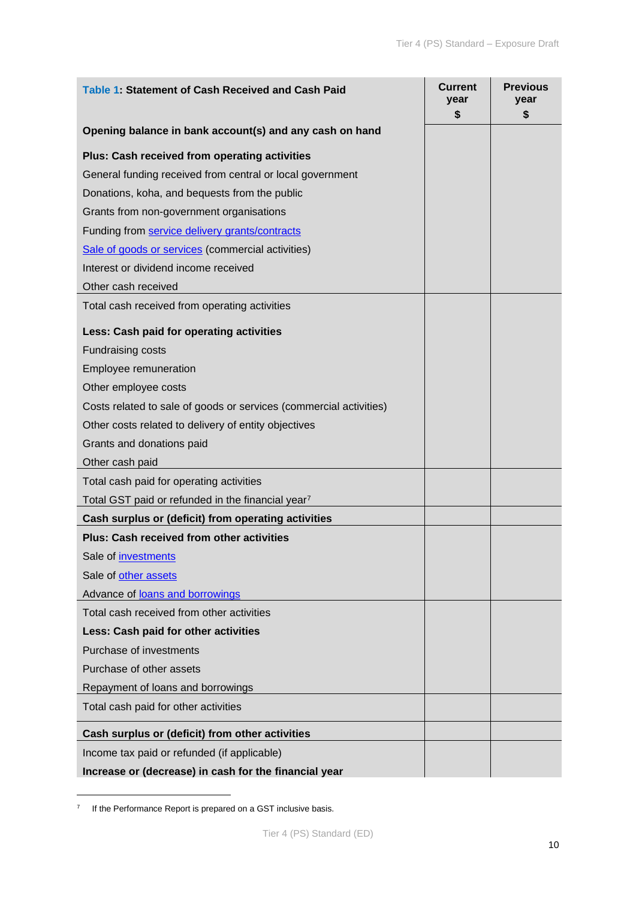| Table 1: Statement of Cash Received and Cash Paid | Current year $ | Previous year $ |
|---|---|---|
| **Opening balance in bank account(s) and any cash on hand** | | |
| **Plus: Cash received from operating activities** | | |
| General funding received from central or local government | | |
| Donations, koha, and bequests from the public | | |
| Grants from non-government organisations | | |
| Funding from service delivery grants/contracts | | |
| Sale of goods or services (commercial activities) | | |
| Interest or dividend income received | | |
| Other cash received | | |
| Total cash received from operating activities | | |
| **Less: Cash paid for operating activities** | | |
| Fundraising costs | | |
| Employee remuneration | | |
| Other employee costs | | |
| Costs related to sale of goods or services (commercial activities) | | |
| Other costs related to delivery of entity objectives | | |
| Grants and donations paid | | |
| Other cash paid | | |
| Total cash paid for operating activities | | |
| Total GST paid or refunded in the financial year[7] | | |
| **Cash surplus or (deficit) from operating activities** | | |
| **Plus: Cash received from other activities** | | |
| Sale of investments | | |
| Sale of other assets | | |
| Advance of loans and borrowings | | |
| Total cash received from other activities | | |
| **Less: Cash paid for other activities** | | |
| Purchase of investments | | |
| Purchase of other assets | | |
| Repayment of loans and borrowings | | |
| Total cash paid for other activities | | |
| **Cash surplus or (deficit) from other activities** | | |
| Income tax paid or refunded (if applicable) | | |
| **Increase or (decrease) in cash for the financial year** | | |

[7] If the Performance Report is prepared on a GST inclusive basis.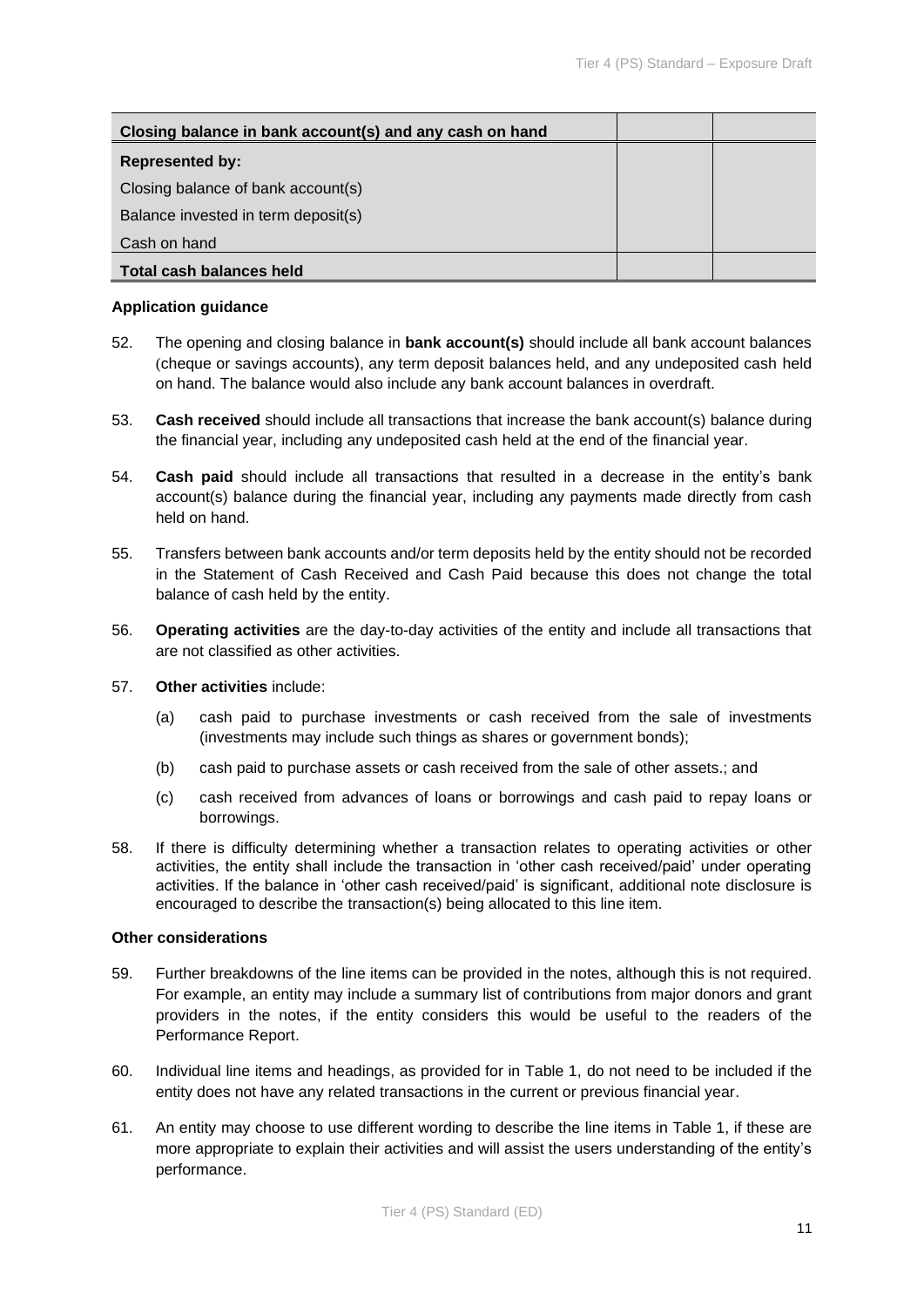| Closing balance in bank account(s) and any cash on hand | | |
|---|---|---|
| **Represented by:** | | |
| Closing balance of bank account(s) | | |
| Balance invested in term deposit(s) | | |
| Cash on hand | | |
| **Total cash balances held** | | |

**Application guidance**

52. The opening and closing balance in **bank account(s)** should include all bank account balances (cheque or savings accounts), any term deposit balances held, and any undeposited cash held on hand. The balance would also include any bank account balances in overdraft.

53. **Cash received** should include all transactions that increase the bank account(s) balance during the financial year, including any undeposited cash held at the end of the financial year.

54. **Cash paid** should include all transactions that resulted in a decrease in the entity's bank account(s) balance during the financial year, including any payments made directly from cash held on hand.

55. Transfers between bank accounts and/or term deposits held by the entity should not be recorded in the Statement of Cash Received and Cash Paid because this does not change the total balance of cash held by the entity.

56. **Operating activities** are the day-to-day activities of the entity and include all transactions that are not classified as other activities.

57. **Other activities** include:

    (a) cash paid to purchase investments or cash received from the sale of investments (investments may include such things as shares or government bonds);

    (b) cash paid to purchase assets or cash received from the sale of other assets.; and

    (c) cash received from advances of loans or borrowings and cash paid to repay loans or borrowings.

58. If there is difficulty determining whether a transaction relates to operating activities or other activities, the entity shall include the transaction in 'other cash received/paid' under operating activities. If the balance in 'other cash received/paid' is significant, additional note disclosure is encouraged to describe the transaction(s) being allocated to this line item.

**Other considerations**

59. Further breakdowns of the line items can be provided in the notes, although this is not required. For example, an entity may include a summary list of contributions from major donors and grant providers in the notes, if the entity considers this would be useful to the readers of the Performance Report.

60. Individual line items and headings, as provided for in Table 1, do not need to be included if the entity does not have any related transactions in the current or previous financial year.

61. An entity may choose to use different wording to describe the line items in Table 1, if these are more appropriate to explain their activities and will assist the users understanding of the entity's performance.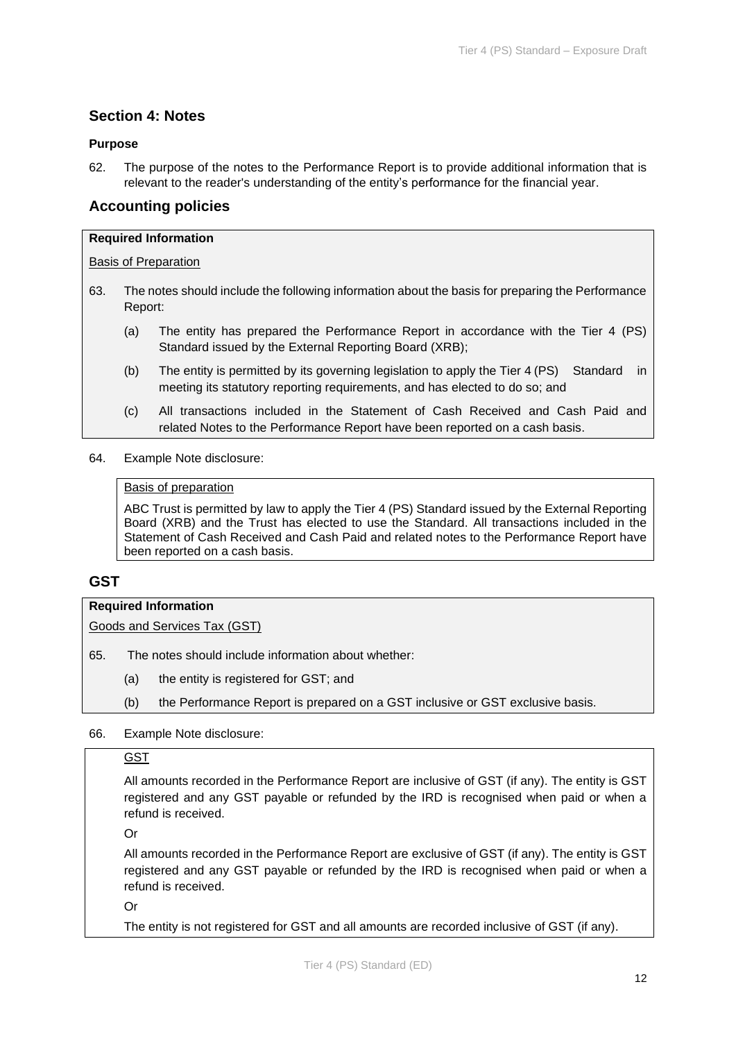## Section 4: Notes

### Purpose

62. The purpose of the notes to the Performance Report is to provide additional information that is relevant to the reader's understanding of the entity's performance for the financial year.

## Accounting policies

**Required Information**

Basis of Preparation

63. The notes should include the following information about the basis for preparing the Performance Report:

    (a) The entity has prepared the Performance Report in accordance with the Tier 4 (PS) Standard issued by the External Reporting Board (XRB);

    (b) The entity is permitted by its governing legislation to apply the Tier 4 (PS) Standard in meeting its statutory reporting requirements, and has elected to do so; and

    (c) All transactions included in the Statement of Cash Received and Cash Paid and related Notes to the Performance Report have been reported on a cash basis.

64. Example Note disclosure:

> Basis of preparation
>
> ABC Trust is permitted by law to apply the Tier 4 (PS) Standard issued by the External Reporting Board (XRB) and the Trust has elected to use the Standard. All transactions included in the Statement of Cash Received and Cash Paid and related notes to the Performance Report have been reported on a cash basis.

## GST

**Required Information**

Goods and Services Tax (GST)

65. The notes should include information about whether:

    (a) the entity is registered for GST; and

    (b) the Performance Report is prepared on a GST inclusive or GST exclusive basis.

66. Example Note disclosure:

> GST
>
> All amounts recorded in the Performance Report are inclusive of GST (if any). The entity is GST registered and any GST payable or refunded by the IRD is recognised when paid or when a refund is received.
>
> Or
>
> All amounts recorded in the Performance Report are exclusive of GST (if any). The entity is GST registered and any GST payable or refunded by the IRD is recognised when paid or when a refund is received.
>
> Or
>
> The entity is not registered for GST and all amounts are recorded inclusive of GST (if any).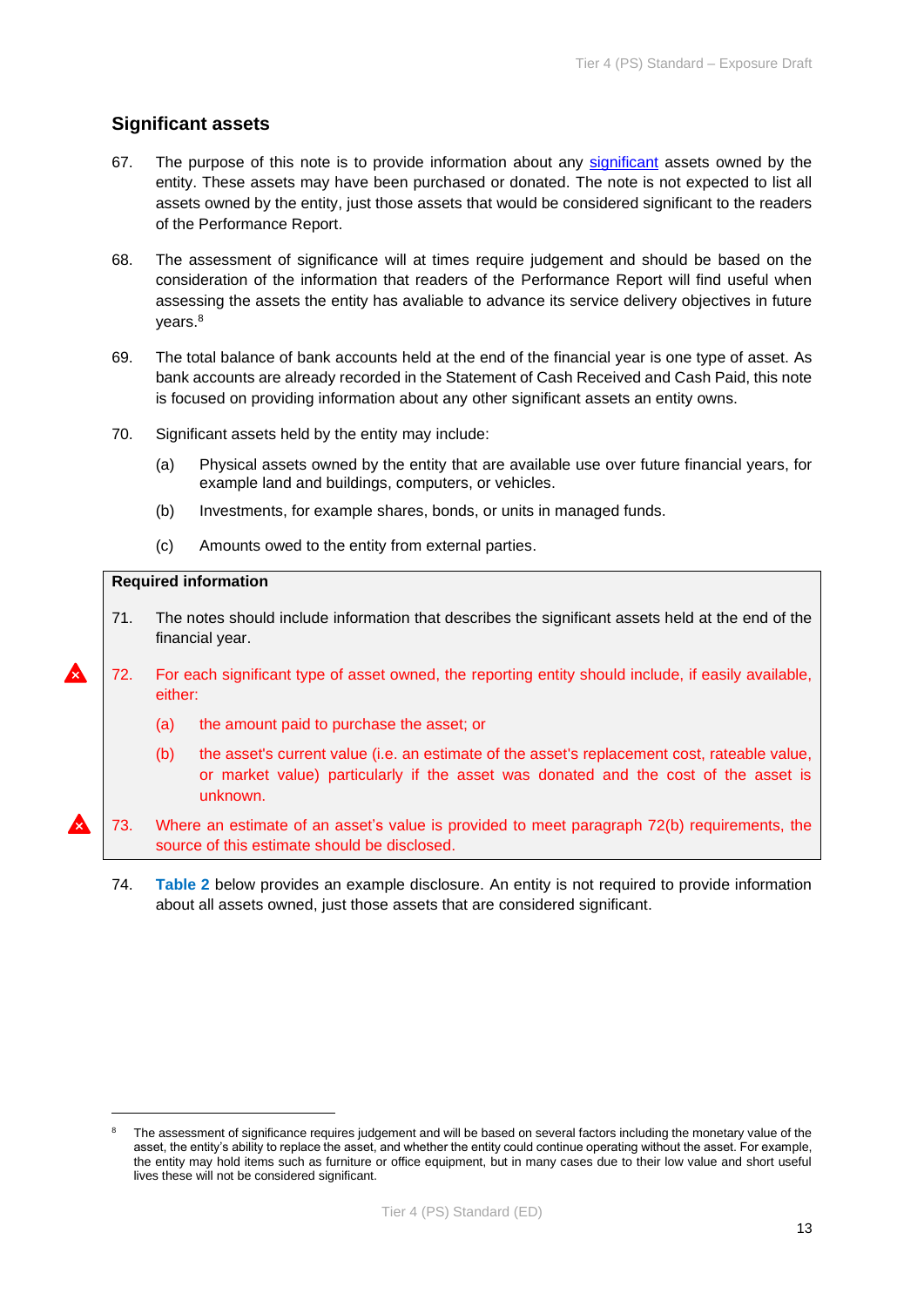## Significant assets

67. The purpose of this note is to provide information about any significant assets owned by the entity. These assets may have been purchased or donated. The note is not expected to list all assets owned by the entity, just those assets that would be considered significant to the readers of the Performance Report.

68. The assessment of significance will at times require judgement and should be based on the consideration of the information that readers of the Performance Report will find useful when assessing the assets the entity has avaliable to advance its service delivery objectives in future years.[8]

69. The total balance of bank accounts held at the end of the financial year is one type of asset. As bank accounts are already recorded in the Statement of Cash Received and Cash Paid, this note is focused on providing information about any other significant assets an entity owns.

70. Significant assets held by the entity may include:

    (a) Physical assets owned by the entity that are available use over future financial years, for example land and buildings, computers, or vehicles.

    (b) Investments, for example shares, bonds, or units in managed funds.

    (c) Amounts owed to the entity from external parties.

**Required information**

71. The notes should include information that describes the significant assets held at the end of the financial year.

72. For each significant type of asset owned, the reporting entity should include, if easily available, either:

    (a) the amount paid to purchase the asset; or

    (b) the asset's current value (i.e. an estimate of the asset's replacement cost, rateable value, or market value) particularly if the asset was donated and the cost of the asset is unknown.

73. Where an estimate of an asset's value is provided to meet paragraph 72(b) requirements, the source of this estimate should be disclosed.

74. **Table 2** below provides an example disclosure. An entity is not required to provide information about all assets owned, just those assets that are considered significant.

---

[8] The assessment of significance requires judgement and will be based on several factors including the monetary value of the asset, the entity's ability to replace the asset, and whether the entity could continue operating without the asset. For example, the entity may hold items such as furniture or office equipment, but in many cases due to their low value and short useful lives these will not be considered significant.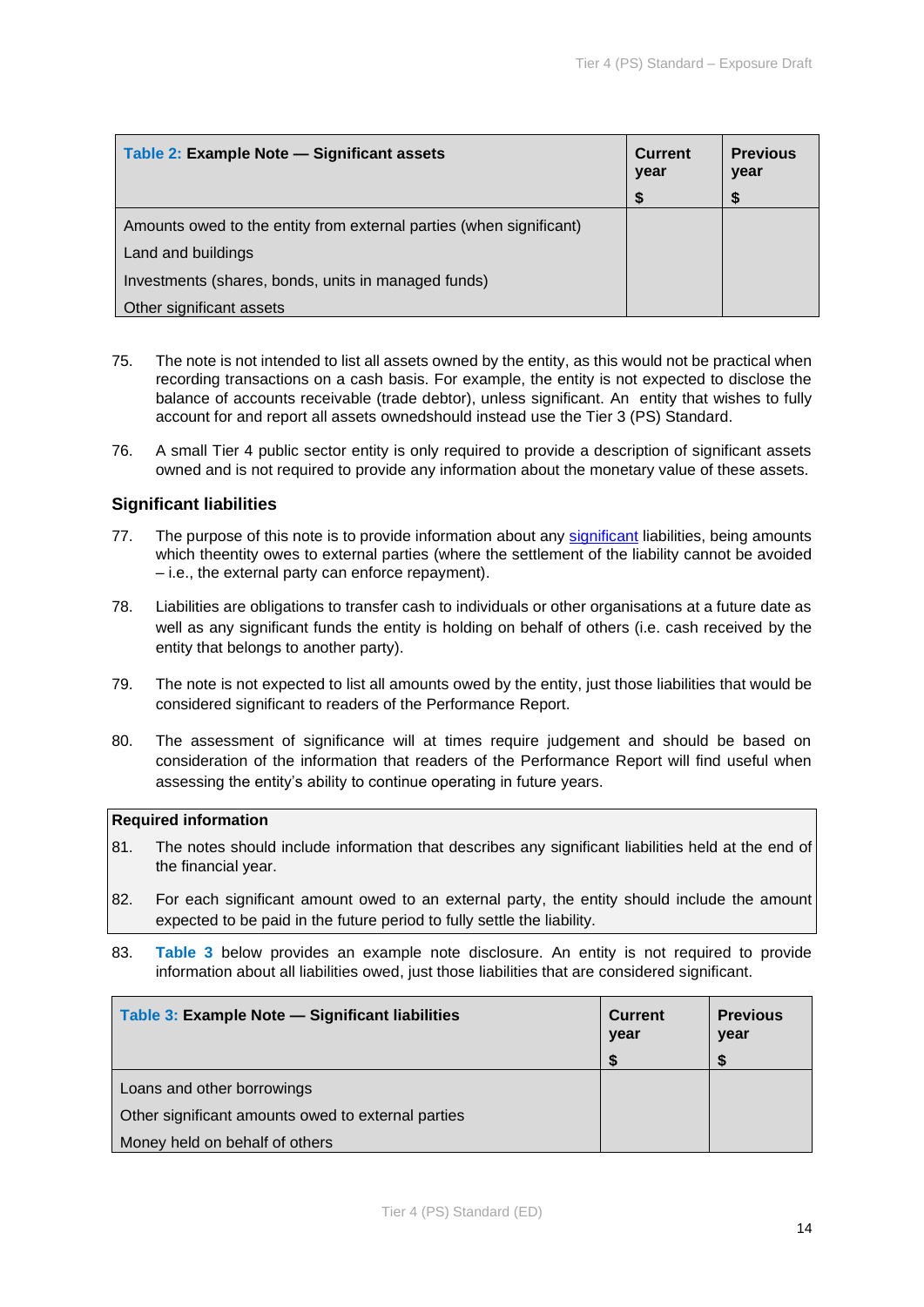| Table 2: Example Note — Significant assets | Current year<br>$ | Previous year<br>$ |
|---|---|---|
| Amounts owed to the entity from external parties (when significant) | | |
| Land and buildings | | |
| Investments (shares, bonds, units in managed funds) | | |
| Other significant assets | | |

75. The note is not intended to list all assets owned by the entity, as this would not be practical when recording transactions on a cash basis. For example, the entity is not expected to disclose the balance of accounts receivable (trade debtor), unless significant. An entity that wishes to fully account for and report all assets ownedshould instead use the Tier 3 (PS) Standard.

76. A small Tier 4 public sector entity is only required to provide a description of significant assets owned and is not required to provide any information about the monetary value of these assets.

## Significant liabilities

77. The purpose of this note is to provide information about any significant liabilities, being amounts which theentity owes to external parties (where the settlement of the liability cannot be avoided – i.e., the external party can enforce repayment).

78. Liabilities are obligations to transfer cash to individuals or other organisations at a future date as well as any significant funds the entity is holding on behalf of others (i.e. cash received by the entity that belongs to another party).

79. The note is not expected to list all amounts owed by the entity, just those liabilities that would be considered significant to readers of the Performance Report.

80. The assessment of significance will at times require judgement and should be based on consideration of the information that readers of the Performance Report will find useful when assessing the entity's ability to continue operating in future years.

**Required information**

81. The notes should include information that describes any significant liabilities held at the end of the financial year.

82. For each significant amount owed to an external party, the entity should include the amount expected to be paid in the future period to fully settle the liability.

83. **Table 3** below provides an example note disclosure. An entity is not required to provide information about all liabilities owed, just those liabilities that are considered significant.

| Table 3: Example Note — Significant liabilities | Current year<br>$ | Previous year<br>$ |
|---|---|---|
| Loans and other borrowings | | |
| Other significant amounts owed to external parties | | |
| Money held on behalf of others | | |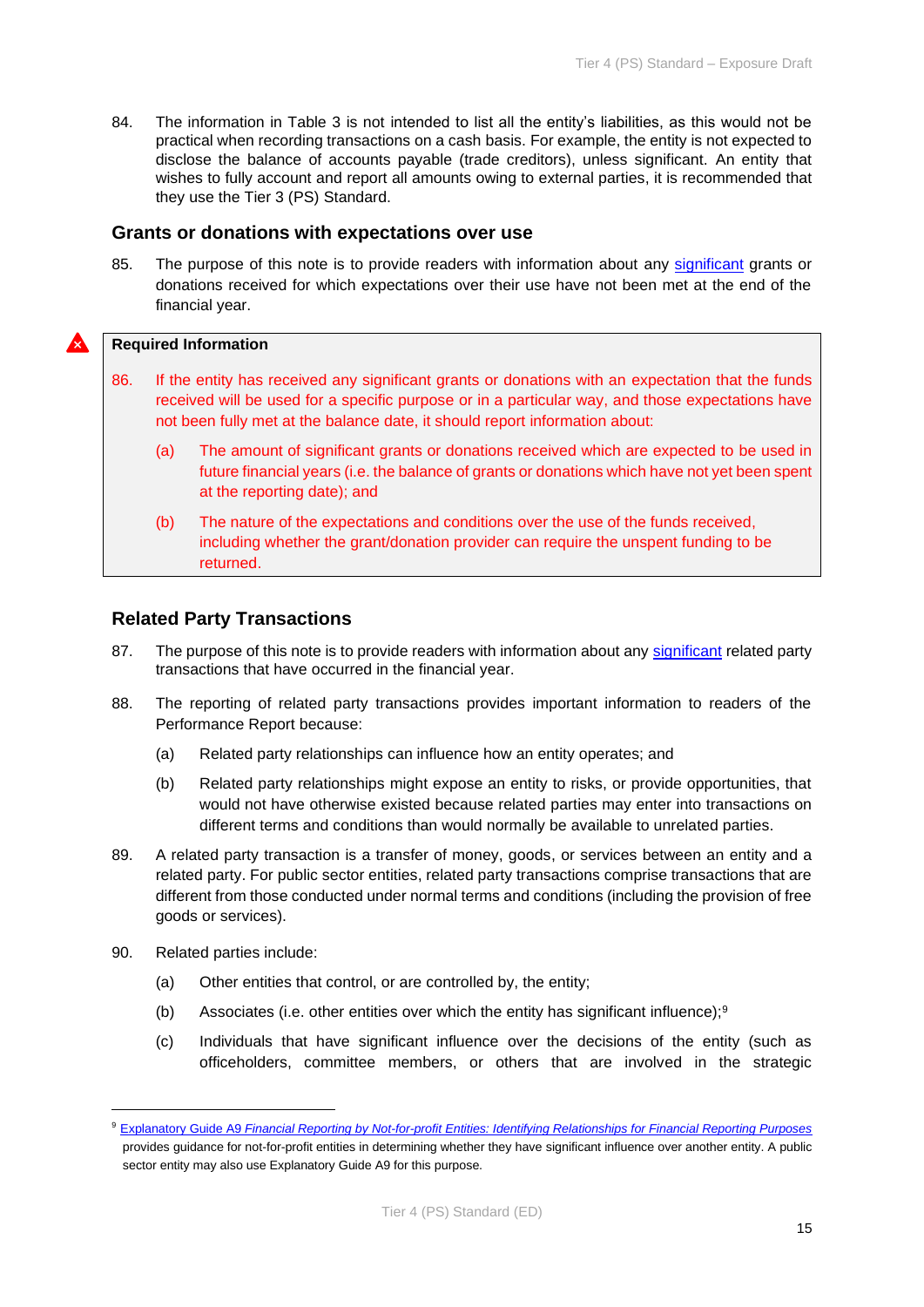84. The information in Table 3 is not intended to list all the entity's liabilities, as this would not be practical when recording transactions on a cash basis. For example, the entity is not expected to disclose the balance of accounts payable (trade creditors), unless significant. An entity that wishes to fully account and report all amounts owing to external parties, it is recommended that they use the Tier 3 (PS) Standard.

## Grants or donations with expectations over use

85. The purpose of this note is to provide readers with information about any significant grants or donations received for which expectations over their use have not been met at the end of the financial year.

**Required Information**

86. If the entity has received any significant grants or donations with an expectation that the funds received will be used for a specific purpose or in a particular way, and those expectations have not been fully met at the balance date, it should report information about:

    (a) The amount of significant grants or donations received which are expected to be used in future financial years (i.e. the balance of grants or donations which have not yet been spent at the reporting date); and

    (b) The nature of the expectations and conditions over the use of the funds received, including whether the grant/donation provider can require the unspent funding to be returned.

## Related Party Transactions

87. The purpose of this note is to provide readers with information about any significant related party transactions that have occurred in the financial year.

88. The reporting of related party transactions provides important information to readers of the Performance Report because:

    (a) Related party relationships can influence how an entity operates; and

    (b) Related party relationships might expose an entity to risks, or provide opportunities, that would not have otherwise existed because related parties may enter into transactions on different terms and conditions than would normally be available to unrelated parties.

89. A related party transaction is a transfer of money, goods, or services between an entity and a related party. For public sector entities, related party transactions comprise transactions that are different from those conducted under normal terms and conditions (including the provision of free goods or services).

90. Related parties include:

    (a) Other entities that control, or are controlled by, the entity;

    (b) Associates (i.e. other entities over which the entity has significant influence);[9]

    (c) Individuals that have significant influence over the decisions of the entity (such as officeholders, committee members, or others that are involved in the strategic

[9] Explanatory Guide A9 *Financial Reporting by Not-for-profit Entities: Identifying Relationships for Financial Reporting Purposes* provides guidance for not-for-profit entities in determining whether they have significant influence over another entity. A public sector entity may also use Explanatory Guide A9 for this purpose.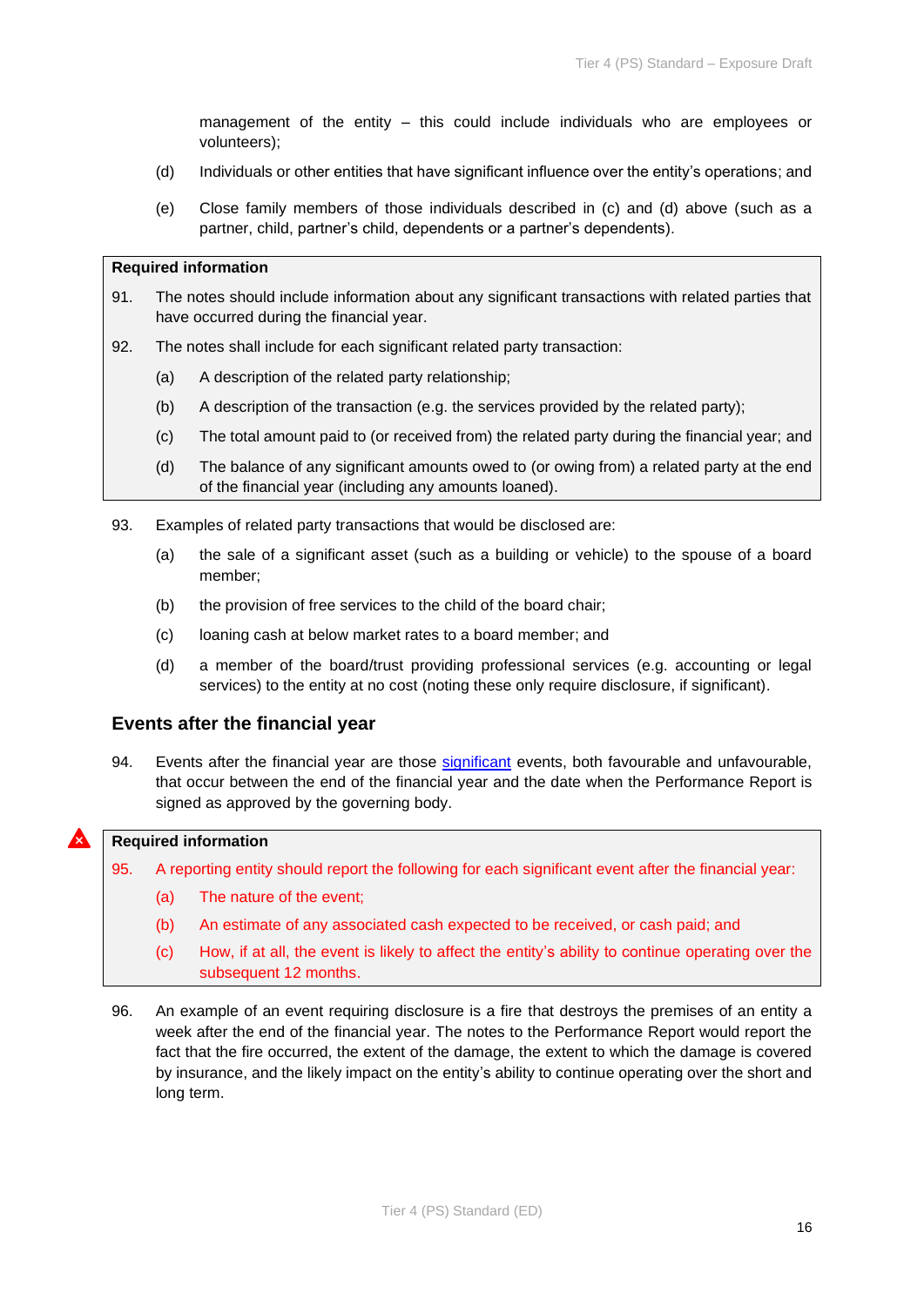management of the entity – this could include individuals who are employees or volunteers);

(d) Individuals or other entities that have significant influence over the entity's operations; and

(e) Close family members of those individuals described in (c) and (d) above (such as a partner, child, partner's child, dependents or a partner's dependents).

**Required information**

91. The notes should include information about any significant transactions with related parties that have occurred during the financial year.

92. The notes shall include for each significant related party transaction:

   (a) A description of the related party relationship;

   (b) A description of the transaction (e.g. the services provided by the related party);

   (c) The total amount paid to (or received from) the related party during the financial year; and

   (d) The balance of any significant amounts owed to (or owing from) a related party at the end of the financial year (including any amounts loaned).

93. Examples of related party transactions that would be disclosed are:

   (a) the sale of a significant asset (such as a building or vehicle) to the spouse of a board member;

   (b) the provision of free services to the child of the board chair;

   (c) loaning cash at below market rates to a board member; and

   (d) a member of the board/trust providing professional services (e.g. accounting or legal services) to the entity at no cost (noting these only require disclosure, if significant).

## Events after the financial year

94. Events after the financial year are those significant events, both favourable and unfavourable, that occur between the end of the financial year and the date when the Performance Report is signed as approved by the governing body.

**Required information**

95. A reporting entity should report the following for each significant event after the financial year:

   (a) The nature of the event;

   (b) An estimate of any associated cash expected to be received, or cash paid; and

   (c) How, if at all, the event is likely to affect the entity's ability to continue operating over the subsequent 12 months.

96. An example of an event requiring disclosure is a fire that destroys the premises of an entity a week after the end of the financial year. The notes to the Performance Report would report the fact that the fire occurred, the extent of the damage, the extent to which the damage is covered by insurance, and the likely impact on the entity's ability to continue operating over the short and long term.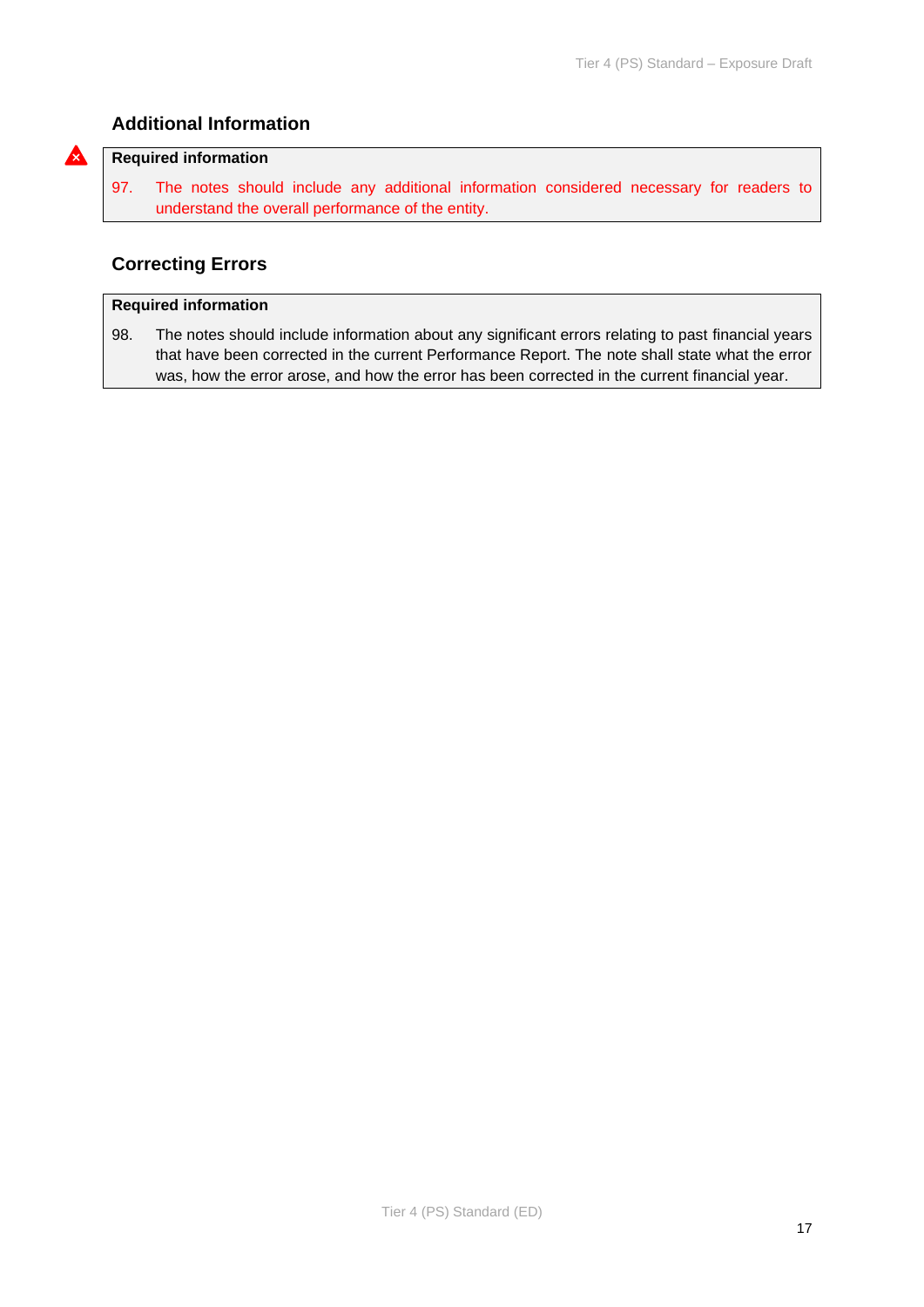## Additional Information

**Required information**

97. The notes should include any additional information considered necessary for readers to understand the overall performance of the entity.

## Correcting Errors

**Required information**

98. The notes should include information about any significant errors relating to past financial years that have been corrected in the current Performance Report. The note shall state what the error was, how the error arose, and how the error has been corrected in the current financial year.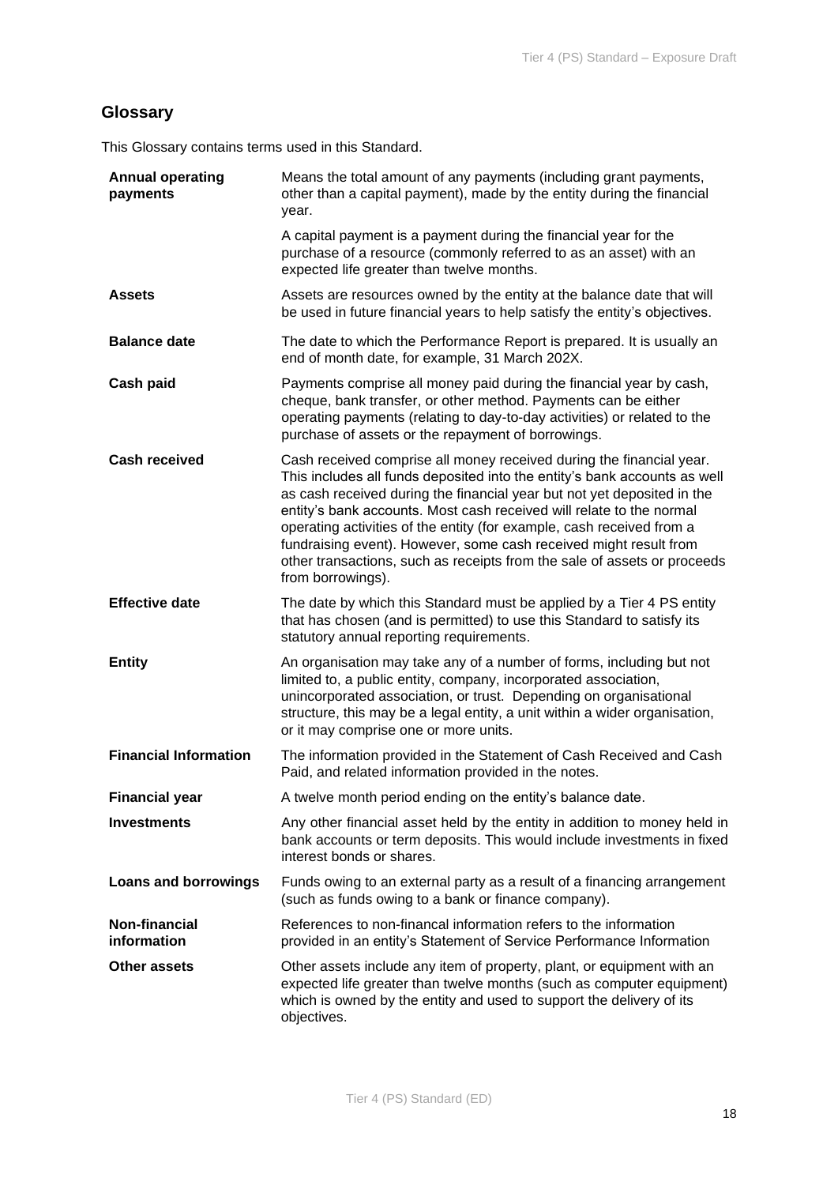## Glossary

This Glossary contains terms used in this Standard.

| | |
|---|---|
| **Annual operating payments** | Means the total amount of any payments (including grant payments, other than a capital payment), made by the entity during the financial year.<br><br>A capital payment is a payment during the financial year for the purchase of a resource (commonly referred to as an asset) with an expected life greater than twelve months. |
| **Assets** | Assets are resources owned by the entity at the balance date that will be used in future financial years to help satisfy the entity's objectives. |
| **Balance date** | The date to which the Performance Report is prepared. It is usually an end of month date, for example, 31 March 202X. |
| **Cash paid** | Payments comprise all money paid during the financial year by cash, cheque, bank transfer, or other method. Payments can be either operating payments (relating to day-to-day activities) or related to the purchase of assets or the repayment of borrowings. |
| **Cash received** | Cash received comprise all money received during the financial year. This includes all funds deposited into the entity's bank accounts as well as cash received during the financial year but not yet deposited in the entity's bank accounts. Most cash received will relate to the normal operating activities of the entity (for example, cash received from a fundraising event). However, some cash received might result from other transactions, such as receipts from the sale of assets or proceeds from borrowings). |
| **Effective date** | The date by which this Standard must be applied by a Tier 4 PS entity that has chosen (and is permitted) to use this Standard to satisfy its statutory annual reporting requirements. |
| **Entity** | An organisation may take any of a number of forms, including but not limited to, a public entity, company, incorporated association, unincorporated association, or trust. Depending on organisational structure, this may be a legal entity, a unit within a wider organisation, or it may comprise one or more units. |
| **Financial Information** | The information provided in the Statement of Cash Received and Cash Paid, and related information provided in the notes. |
| **Financial year** | A twelve month period ending on the entity's balance date. |
| **Investments** | Any other financial asset held by the entity in addition to money held in bank accounts or term deposits. This would include investments in fixed interest bonds or shares. |
| **Loans and borrowings** | Funds owing to an external party as a result of a financing arrangement (such as funds owing to a bank or finance company). |
| **Non-financial information** | References to non-financal information refers to the information provided in an entity's Statement of Service Performance Information |
| **Other assets** | Other assets include any item of property, plant, or equipment with an expected life greater than twelve months (such as computer equipment) which is owned by the entity and used to support the delivery of its objectives. |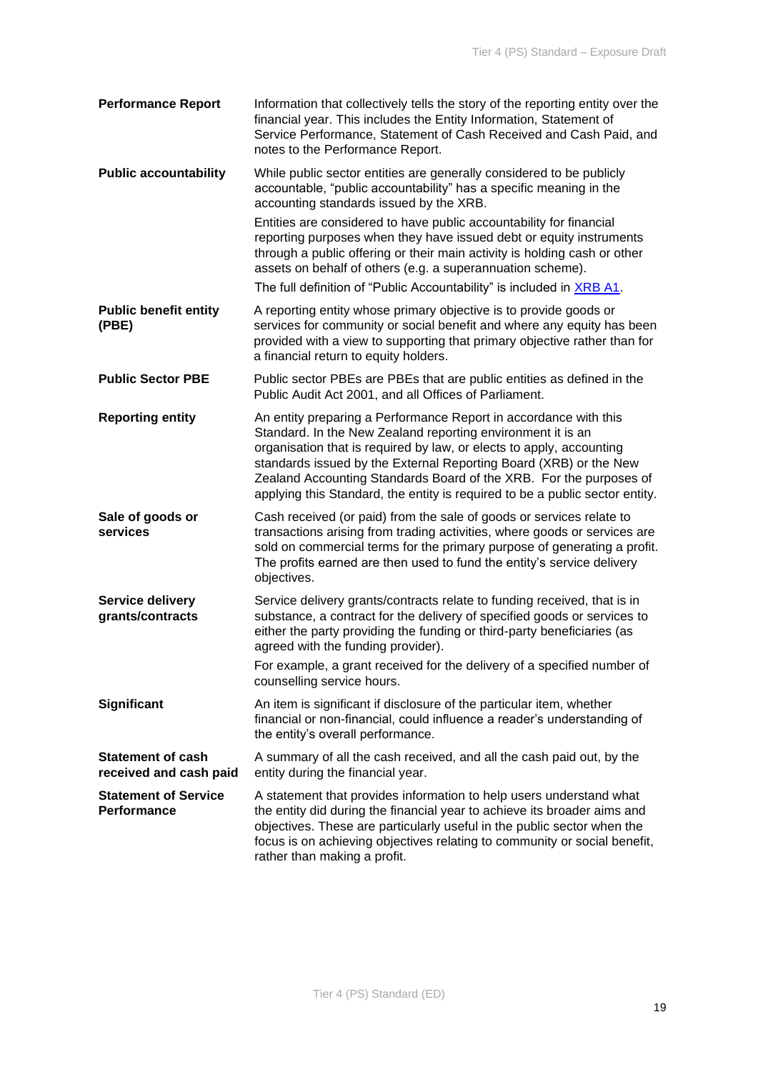| | |
|---|---|
| **Performance Report** | Information that collectively tells the story of the reporting entity over the financial year. This includes the Entity Information, Statement of Service Performance, Statement of Cash Received and Cash Paid, and notes to the Performance Report. |
| **Public accountability** | While public sector entities are generally considered to be publicly accountable, "public accountability" has a specific meaning in the accounting standards issued by the XRB.<br><br>Entities are considered to have public accountability for financial reporting purposes when they have issued debt or equity instruments through a public offering or their main activity is holding cash or other assets on behalf of others (e.g. a superannuation scheme).<br><br>The full definition of "Public Accountability" is included in XRB A1. |
| **Public benefit entity (PBE)** | A reporting entity whose primary objective is to provide goods or services for community or social benefit and where any equity has been provided with a view to supporting that primary objective rather than for a financial return to equity holders. |
| **Public Sector PBE** | Public sector PBEs are PBEs that are public entities as defined in the Public Audit Act 2001, and all Offices of Parliament. |
| **Reporting entity** | An entity preparing a Performance Report in accordance with this Standard. In the New Zealand reporting environment it is an organisation that is required by law, or elects to apply, accounting standards issued by the External Reporting Board (XRB) or the New Zealand Accounting Standards Board of the XRB. For the purposes of applying this Standard, the entity is required to be a public sector entity. |
| **Sale of goods or services** | Cash received (or paid) from the sale of goods or services relate to transactions arising from trading activities, where goods or services are sold on commercial terms for the primary purpose of generating a profit. The profits earned are then used to fund the entity's service delivery objectives. |
| **Service delivery grants/contracts** | Service delivery grants/contracts relate to funding received, that is in substance, a contract for the delivery of specified goods or services to either the party providing the funding or third-party beneficiaries (as agreed with the funding provider).<br><br>For example, a grant received for the delivery of a specified number of counselling service hours. |
| **Significant** | An item is significant if disclosure of the particular item, whether financial or non-financial, could influence a reader's understanding of the entity's overall performance. |
| **Statement of cash received and cash paid** | A summary of all the cash received, and all the cash paid out, by the entity during the financial year. |
| **Statement of Service Performance** | A statement that provides information to help users understand what the entity did during the financial year to achieve its broader aims and objectives. These are particularly useful in the public sector when the focus is on achieving objectives relating to community or social benefit, rather than making a profit. |